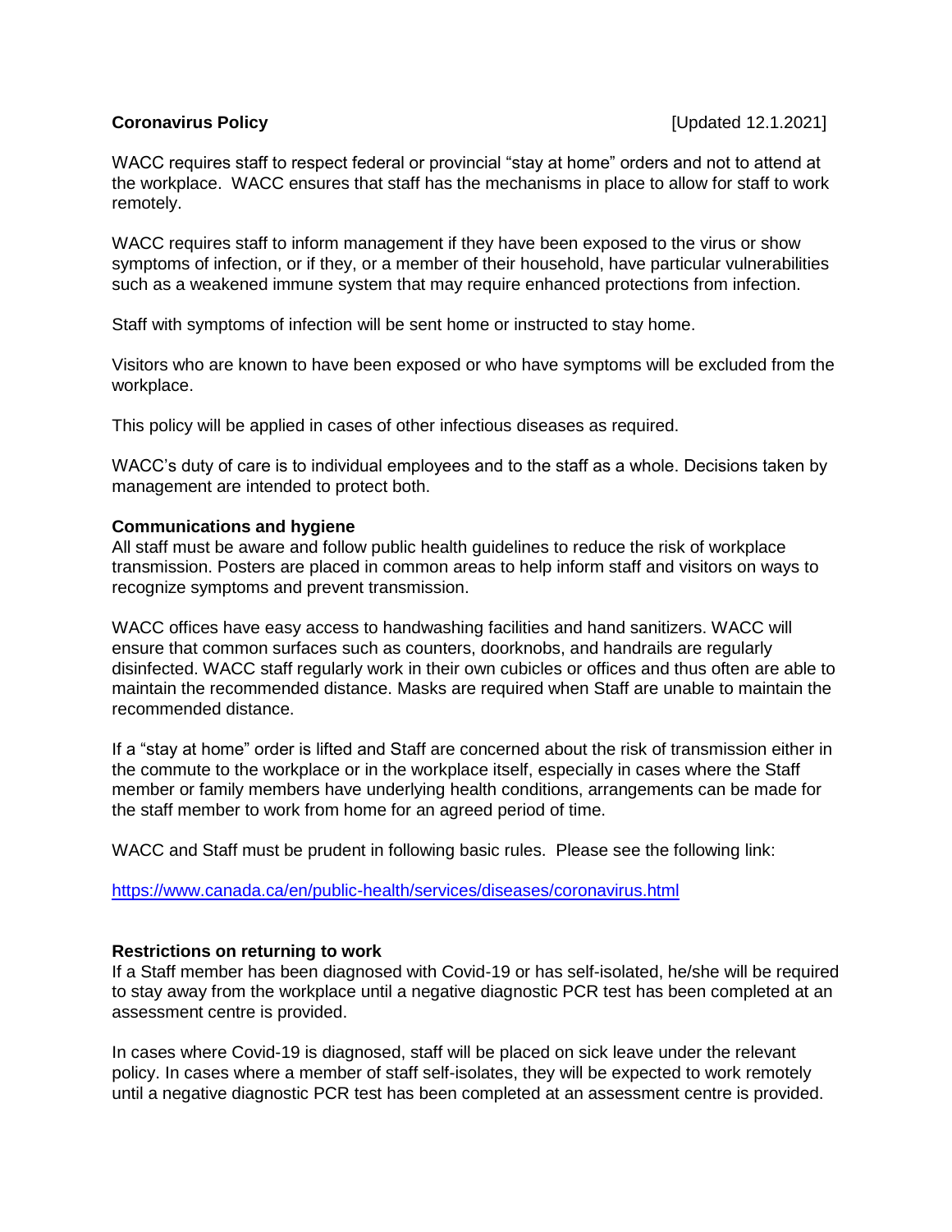**Coronavirus Policy** [Updated 12.1.2021]

WACC requires staff to respect federal or provincial "stay at home" orders and not to attend at the workplace. WACC ensures that staff has the mechanisms in place to allow for staff to work remotely.

WACC requires staff to inform management if they have been exposed to the virus or show symptoms of infection, or if they, or a member of their household, have particular vulnerabilities such as a weakened immune system that may require enhanced protections from infection.

Staff with symptoms of infection will be sent home or instructed to stay home.

Visitors who are known to have been exposed or who have symptoms will be excluded from the workplace.

This policy will be applied in cases of other infectious diseases as required.

WACC's duty of care is to individual employees and to the staff as a whole. Decisions taken by management are intended to protect both.

**Communications and hygiene**

All staff must be aware and follow public health guidelines to reduce the risk of workplace transmission. Posters are placed in common areas to help inform staff and visitors on ways to recognize symptoms and prevent transmission.

WACC offices have easy access to handwashing facilities and hand sanitizers. WACC will ensure that common surfaces such as counters, doorknobs, and handrails are regularly disinfected. WACC staff regularly work in their own cubicles or offices and thus often are able to maintain the recommended distance. Masks are required when Staff are unable to maintain the recommended distance.

If a "stay at home" order is lifted and Staff are concerned about the risk of transmission either in the commute to the workplace or in the workplace itself, especially in cases where the Staff member or family members have underlying health conditions, arrangements can be made for the staff member to work from home for an agreed period of time.

WACC and Staff must be prudent in following basic rules. Please see the following link:

https://www.canada.ca/en/public-health/services/diseases/coronavirus.html

**Restrictions on returning to work**

If a Staff member has been diagnosed with Covid-19 or has self-isolated, he/she will be required to stay away from the workplace until a negative diagnostic PCR test has been completed at an assessment centre is provided.

In cases where Covid-19 is diagnosed, staff will be placed on sick leave under the relevant policy. In cases where a member of staff self-isolates, they will be expected to work remotely until a negative diagnostic PCR test has been completed at an assessment centre is provided.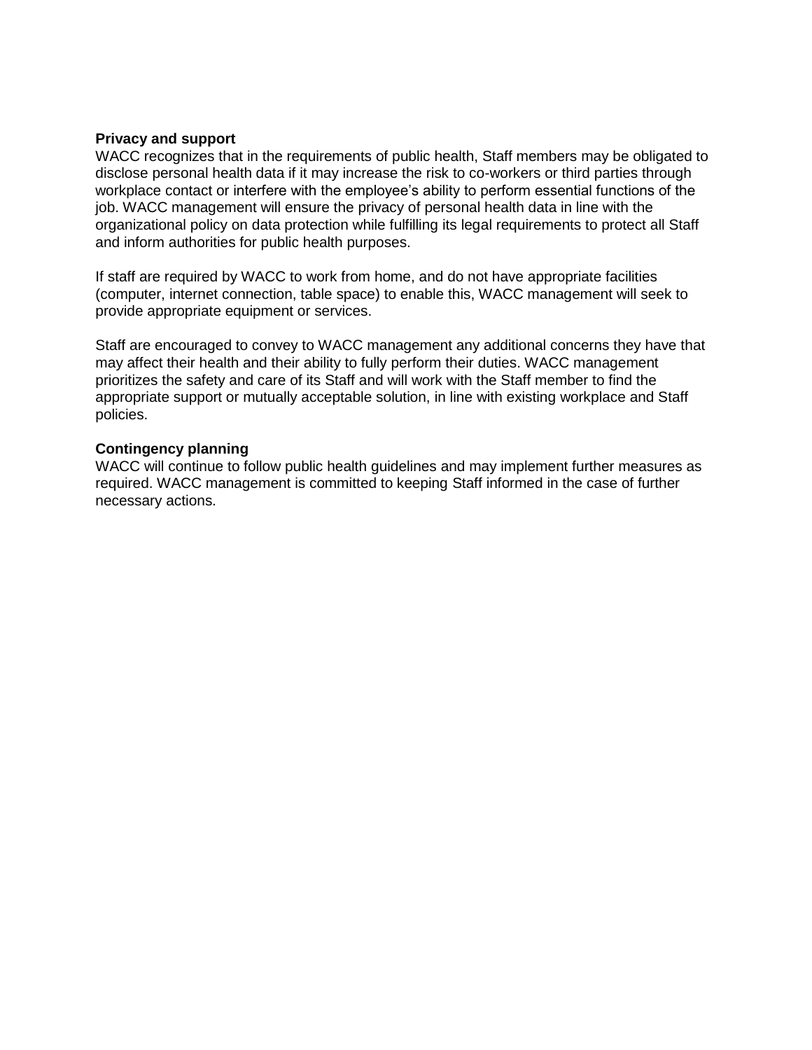**Privacy and support**

WACC recognizes that in the requirements of public health, Staff members may be obligated to disclose personal health data if it may increase the risk to co-workers or third parties through workplace contact or interfere with the employee's ability to perform essential functions of the job. WACC management will ensure the privacy of personal health data in line with the organizational policy on data protection while fulfilling its legal requirements to protect all Staff and inform authorities for public health purposes.

If staff are required by WACC to work from home, and do not have appropriate facilities (computer, internet connection, table space) to enable this, WACC management will seek to provide appropriate equipment or services.

Staff are encouraged to convey to WACC management any additional concerns they have that may affect their health and their ability to fully perform their duties. WACC management prioritizes the safety and care of its Staff and will work with the Staff member to find the appropriate support or mutually acceptable solution, in line with existing workplace and Staff policies.

**Contingency planning**

WACC will continue to follow public health guidelines and may implement further measures as required. WACC management is committed to keeping Staff informed in the case of further necessary actions.